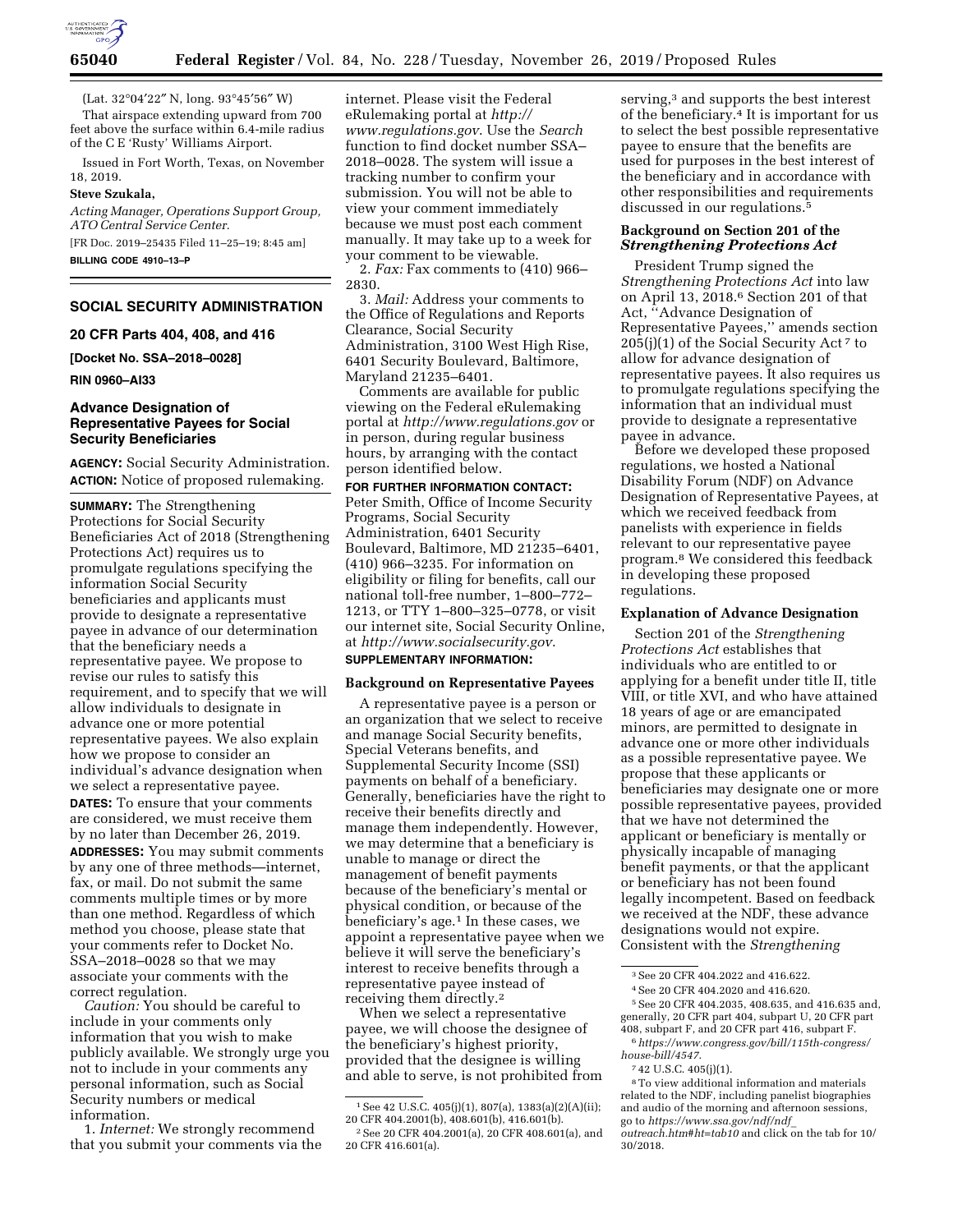(Lat. 32°04′22″ N, long. 93°45′56″ W)

That airspace extending upward from 700 feet above the surface within 6.4-mile radius of the C E 'Rusty' Williams Airport.

Issued in Fort Worth, Texas, on November 18, 2019.

**Steve Szukala,**

*Acting Manager, Operations Support Group, ATO Central Service Center.*

[FR Doc. 2019–25435 Filed 11–25–19; 8:45 am]

**BILLING CODE 4910–13–P**

## SOCIAL SECURITY ADMINISTRATION

### 20 CFR Parts 404, 408, and 416

**[Docket No. SSA–2018–0028]**

**RIN 0960–AI33**

## Advance Designation of Representative Payees for Social Security Beneficiaries

**AGENCY:** Social Security Administration.

**ACTION:** Notice of proposed rulemaking.

**SUMMARY:** The *S*trengthening Protections for Social Security Beneficiaries Act of 2018 (Strengthening Protections Act) requires us to promulgate regulations specifying the information Social Security beneficiaries and applicants must provide to designate a representative payee in advance of our determination that the beneficiary needs a representative payee. We propose to revise our rules to satisfy this requirement, and to specify that we will allow individuals to designate in advance one or more potential representative payees. We also explain how we propose to consider an individual's advance designation when we select a representative payee.

**DATES:** To ensure that your comments are considered, we must receive them by no later than December 26, 2019.

**ADDRESSES:** You may submit comments by any one of three methods—internet, fax, or mail. Do not submit the same comments multiple times or by more than one method. Regardless of which method you choose, please state that your comments refer to Docket No. SSA–2018–0028 so that we may associate your comments with the correct regulation.

*Caution:* You should be careful to include in your comments only information that you wish to make publicly available. We strongly urge you not to include in your comments any personal information, such as Social Security numbers or medical information.

1. *Internet:* We strongly recommend that you submit your comments via the internet. Please visit the Federal eRulemaking portal at *http://www.regulations.gov.* Use the *Search* function to find docket number SSA–2018–0028. The system will issue a tracking number to confirm your submission. You will not be able to view your comment immediately because we must post each comment manually. It may take up to a week for your comment to be viewable.

2. *Fax:* Fax comments to (410) 966–2830.

3. *Mail:* Address your comments to the Office of Regulations and Reports Clearance, Social Security Administration, 3100 West High Rise, 6401 Security Boulevard, Baltimore, Maryland 21235–6401.

Comments are available for public viewing on the Federal eRulemaking portal at *http://www.regulations.gov* or in person, during regular business hours, by arranging with the contact person identified below.

**FOR FURTHER INFORMATION CONTACT:** Peter Smith, Office of Income Security Programs, Social Security Administration, 6401 Security Boulevard, Baltimore, MD 21235–6401, (410) 966–3235. For information on eligibility or filing for benefits, call our national toll-free number, 1–800–772–1213, or TTY 1–800–325–0778, or visit our internet site, Social Security Online, at *http://www.socialsecurity.gov.*

**SUPPLEMENTARY INFORMATION:**

### Background on Representative Payees

A representative payee is a person or an organization that we select to receive and manage Social Security benefits, Special Veterans benefits, and Supplemental Security Income (SSI) payments on behalf of a beneficiary. Generally, beneficiaries have the right to receive their benefits directly and manage them independently. However, we may determine that a beneficiary is unable to manage or direct the management of benefit payments because of the beneficiary's mental or physical condition, or because of the beneficiary's age.[1] In these cases, we appoint a representative payee when we believe it will serve the beneficiary's interest to receive benefits through a representative payee instead of receiving them directly.[2]

When we select a representative payee, we will choose the designee of the beneficiary's highest priority, provided that the designee is willing and able to serve, is not prohibited from serving,[3] and supports the best interest of the beneficiary.[4] It is important for us to select the best possible representative payee to ensure that the benefits are used for purposes in the best interest of the beneficiary and in accordance with other responsibilities and requirements discussed in our regulations.[5]

### Background on Section 201 of the *Strengthening Protections Act*

President Trump signed the *Strengthening Protections Act* into law on April 13, 2018.[6] Section 201 of that Act, ''Advance Designation of Representative Payees,'' amends section 205(j)(1) of the Social Security Act[7] to allow for advance designation of representative payees. It also requires us to promulgate regulations specifying the information that an individual must provide to designate a representative payee in advance.

Before we developed these proposed regulations, we hosted a National Disability Forum (NDF) on Advance Designation of Representative Payees, at which we received feedback from panelists with experience in fields relevant to our representative payee program.[8] We considered this feedback in developing these proposed regulations.

### Explanation of Advance Designation

Section 201 of the *Strengthening Protections Act* establishes that individuals who are entitled to or applying for a benefit under title II, title VIII, or title XVI, and who have attained 18 years of age or are emancipated minors, are permitted to designate in advance one or more other individuals as a possible representative payee. We propose that these applicants or beneficiaries may designate one or more possible representative payees, provided that we have not determined the applicant or beneficiary is mentally or physically incapable of managing benefit payments, or that the applicant or beneficiary has not been found legally incompetent. Based on feedback we received at the NDF, these advance designations would not expire. Consistent with the *Strengthening*

[1] See 42 U.S.C. 405(j)(1), 807(a), 1383(a)(2)(A)(ii); 20 CFR 404.2001(b), 408.601(b), 416.601(b).

[2] See 20 CFR 404.2001(a), 20 CFR 408.601(a), and 20 CFR 416.601(a).

[3] See 20 CFR 404.2022 and 416.622.

[4] See 20 CFR 404.2020 and 416.620.

[5] See 20 CFR 404.2035, 408.635, and 416.635 and, generally, 20 CFR part 404, subpart U, 20 CFR part 408, subpart F, and 20 CFR part 416, subpart F.

[6] *https://www.congress.gov/bill/115th-congress/house-bill/4547.*

[7] 42 U.S.C. 405(j)(1).

[8] To view additional information and materials related to the NDF, including panelist biographies and audio of the morning and afternoon sessions, go to *https://www.ssa.gov/ndf/ndf_outreach.htm#ht=tab10* and click on the tab for 10/30/2018.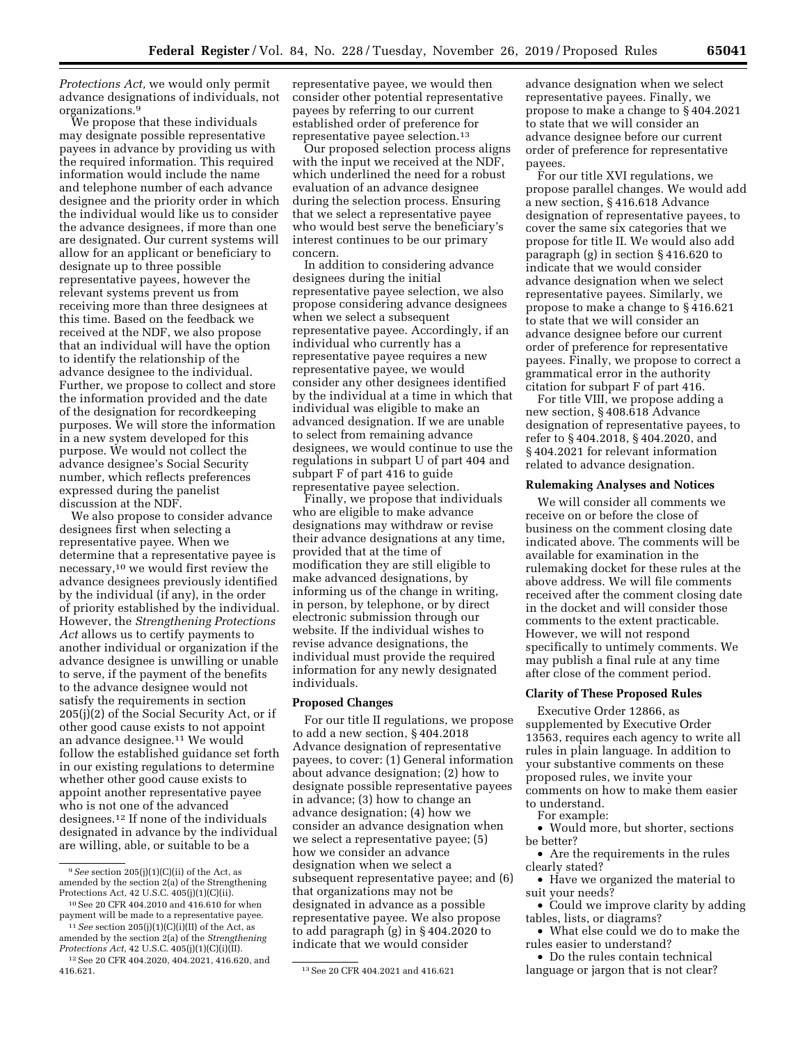*Protections Act,* we would only permit advance designations of individuals, not organizations.[9]

We propose that these individuals may designate possible representative payees in advance by providing us with the required information. This required information would include the name and telephone number of each advance designee and the priority order in which the individual would like us to consider the advance designees, if more than one are designated. Our current systems will allow for an applicant or beneficiary to designate up to three possible representative payees, however the relevant systems prevent us from receiving more than three designees at this time. Based on the feedback we received at the NDF, we also propose that an individual will have the option to identify the relationship of the advance designee to the individual. Further, we propose to collect and store the information provided and the date of the designation for recordkeeping purposes. We will store the information in a new system developed for this purpose. We would not collect the advance designee's Social Security number, which reflects preferences expressed during the panelist discussion at the NDF.

We also propose to consider advance designees first when selecting a representative payee. When we determine that a representative payee is necessary,[10] we would first review the advance designees previously identified by the individual (if any), in the order of priority established by the individual. However, the *Strengthening Protections Act* allows us to certify payments to another individual or organization if the advance designee is unwilling or unable to serve, if the payment of the benefits to the advance designee would not satisfy the requirements in section 205(j)(2) of the Social Security Act, or if other good cause exists to not appoint an advance designee.[11] We would follow the established guidance set forth in our existing regulations to determine whether other good cause exists to appoint another representative payee who is not one of the advanced designees.[12] If none of the individuals designated in advance by the individual are willing, able, or suitable to be a representative payee, we would then consider other potential representative payees by referring to our current established order of preference for representative payee selection.[13]

Our proposed selection process aligns with the input we received at the NDF, which underlined the need for a robust evaluation of an advance designee during the selection process. Ensuring that we select a representative payee who would best serve the beneficiary's interest continues to be our primary concern.

In addition to considering advance designees during the initial representative payee selection, we also propose considering advance designees when we select a subsequent representative payee. Accordingly, if an individual who currently has a representative payee requires a new representative payee, we would consider any other designees identified by the individual at a time in which that individual was eligible to make an advanced designation. If we are unable to select from remaining advance designees, we would continue to use the regulations in subpart U of part 404 and subpart F of part 416 to guide representative payee selection.

Finally, we propose that individuals who are eligible to make advance designations may withdraw or revise their advance designations at any time, provided that at the time of modification they are still eligible to make advanced designations, by informing us of the change in writing, in person, by telephone, or by direct electronic submission through our website. If the individual wishes to revise advance designations, the individual must provide the required information for any newly designated individuals.

### Proposed Changes

For our title II regulations, we propose to add a new section, § 404.2018 Advance designation of representative payees, to cover: (1) General information about advance designation; (2) how to designate possible representative payees in advance; (3) how to change an advance designation; (4) how we consider an advance designation when we select a representative payee; (5) how we consider an advance designation when we select a subsequent representative payee; and (6) that organizations may not be designated in advance as a possible representative payee. We also propose to add paragraph (g) in § 404.2020 to indicate that we would consider advance designation when we select representative payees. Finally, we propose to make a change to § 404.2021 to state that we will consider an advance designee before our current order of preference for representative payees.

For our title XVI regulations, we propose parallel changes. We would add a new section, § 416.618 Advance designation of representative payees, to cover the same six categories that we propose for title II. We would also add paragraph (g) in section § 416.620 to indicate that we would consider advance designation when we select representative payees. Similarly, we propose to make a change to § 416.621 to state that we will consider an advance designee before our current order of preference for representative payees. Finally, we propose to correct a grammatical error in the authority citation for subpart F of part 416.

For title VIII, we propose adding a new section, § 408.618 Advance designation of representative payees, to refer to § 404.2018, § 404.2020, and § 404.2021 for relevant information related to advance designation.

### Rulemaking Analyses and Notices

We will consider all comments we receive on or before the close of business on the comment closing date indicated above. The comments will be available for examination in the rulemaking docket for these rules at the above address. We will file comments received after the comment closing date in the docket and will consider those comments to the extent practicable. However, we will not respond specifically to untimely comments. We may publish a final rule at any time after close of the comment period.

### Clarity of These Proposed Rules

Executive Order 12866, as supplemented by Executive Order 13563, requires each agency to write all rules in plain language. In addition to your substantive comments on these proposed rules, we invite your comments on how to make them easier to understand.

For example:

- Would more, but shorter, sections be better?
- Are the requirements in the rules clearly stated?
- Have we organized the material to suit your needs?
- Could we improve clarity by adding tables, lists, or diagrams?
- What else could we do to make the rules easier to understand?
- Do the rules contain technical language or jargon that is not clear?

---

[9] *See* section 205(j)(1)(C)(ii) of the Act, as amended by the section 2(a) of the Strengthening Protections Act, 42 U.S.C. 405(j)(1)(C)(ii).

[10] See 20 CFR 404.2010 and 416.610 for when payment will be made to a representative payee.

[11] *See* section 205(j)(1)(C)(i)(II) of the Act, as amended by the section 2(a) of the *Strengthening Protections Act,* 42 U.S.C. 405(j)(1)(C)(i)(II).

[12] See 20 CFR 404.2020, 404.2021, 416.620, and 416.621.

[13] See 20 CFR 404.2021 and 416.621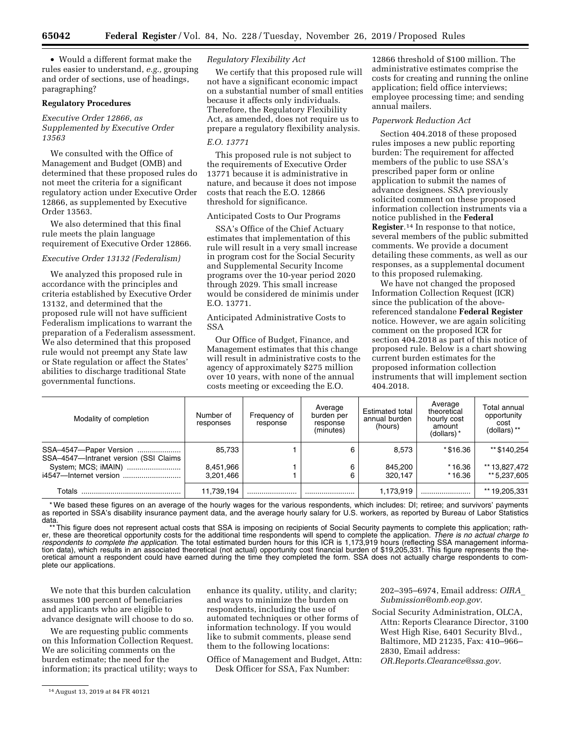- Would a different format make the rules easier to understand, *e.g.,* grouping and order of sections, use of headings, paragraphing?

**Regulatory Procedures**

*Executive Order 12866, as Supplemented by Executive Order 13563*

We consulted with the Office of Management and Budget (OMB) and determined that these proposed rules do not meet the criteria for a significant regulatory action under Executive Order 12866, as supplemented by Executive Order 13563.

We also determined that this final rule meets the plain language requirement of Executive Order 12866.

*Executive Order 13132 (Federalism)*

We analyzed this proposed rule in accordance with the principles and criteria established by Executive Order 13132, and determined that the proposed rule will not have sufficient Federalism implications to warrant the preparation of a Federalism assessment. We also determined that this proposed rule would not preempt any State law or State regulation or affect the States' abilities to discharge traditional State governmental functions.

*Regulatory Flexibility Act*

We certify that this proposed rule will not have a significant economic impact on a substantial number of small entities because it affects only individuals. Therefore, the Regulatory Flexibility Act, as amended, does not require us to prepare a regulatory flexibility analysis.

*E.O. 13771*

This proposed rule is not subject to the requirements of Executive Order 13771 because it is administrative in nature, and because it does not impose costs that reach the E.O. 12866 threshold for significance.

Anticipated Costs to Our Programs

SSA's Office of the Chief Actuary estimates that implementation of this rule will result in a very small increase in program cost for the Social Security and Supplemental Security Income programs over the 10-year period 2020 through 2029. This small increase would be considered de minimis under E.O. 13771.

Anticipated Administrative Costs to SSA

Our Office of Budget, Finance, and Management estimates that this change will result in administrative costs to the agency of approximately $275 million over 10 years, with none of the annual costs meeting or exceeding the E.O. 12866 threshold of $100 million. The administrative estimates comprise the costs for creating and running the online application; field office interviews; employee processing time; and sending annual mailers.

*Paperwork Reduction Act*

Section 404.2018 of these proposed rules imposes a new public reporting burden: The requirement for affected members of the public to use SSA's prescribed paper form or online application to submit the names of advance designees. SSA previously solicited comment on these proposed information collection instruments via a notice published in the **Federal Register**.[14] In response to that notice, several members of the public submitted comments. We provide a document detailing these comments, as well as our responses, as a supplemental document to this proposed rulemaking.

We have not changed the proposed Information Collection Request (ICR) since the publication of the above-referenced standalone **Federal Register** notice. However, we are again soliciting comment on the proposed ICR for section 404.2018 as part of this notice of proposed rule. Below is a chart showing current burden estimates for the proposed information collection instruments that will implement section 404.2018.

| Modality of completion | Number of responses | Frequency of response | Average burden per response (minutes) | Estimated total annual burden (hours) | Average theoretical hourly cost amount (dollars) * | Total annual opportunity cost (dollars) ** |
|---|---|---|---|---|---|---|
| SSA–4547—Paper Version | 85,733 | 1 | 6 | 8,573 | * $16.36 | ** $140,254 |
| SSA–4547—Intranet version (SSI Claims System; MCS; iMAIN) | 8,451,966 | 1 | 6 | 845,200 | * 16.36 | ** 13,827,472 |
| i4547—Internet version | 3,201,466 | 1 | 6 | 320,147 | * 16.36 | ** 5,237,605 |
| Totals | 11,739,194 | | | 1,173,919 | | ** 19,205,331 |

\* We based these figures on an average of the hourly wages for the various respondents, which includes: DI; retiree; and survivors' payments as reported in SSA's disability insurance payment data, and the average hourly salary for U.S. workers, as reported by Bureau of Labor Statistics data.

\*\* This figure does not represent actual costs that SSA is imposing on recipients of Social Security payments to complete this application; rather, these are theoretical opportunity costs for the additional time respondents will spend to complete the application. *There is no actual charge to respondents to complete the application.* The total estimated burden hours for this ICR is 1,173,919 hours (reflecting SSA management information data), which results in an associated theoretical (not actual) opportunity cost financial burden of $19,205,331. This figure represents the theoretical amount a respondent could have earned during the time they completed the form. SSA does not actually charge respondents to complete our applications.

We note that this burden calculation assumes 100 percent of beneficiaries and applicants who are eligible to advance designate will choose to do so.

We are requesting public comments on this Information Collection Request. We are soliciting comments on the burden estimate; the need for the information; its practical utility; ways to enhance its quality, utility, and clarity; and ways to minimize the burden on respondents, including the use of automated techniques or other forms of information technology. If you would like to submit comments, please send them to the following locations:

Office of Management and Budget, Attn: Desk Officer for SSA, Fax Number: 202–395–6974, Email address: *OIRA_Submission@omb.eop.gov*.

Social Security Administration, OLCA, Attn: Reports Clearance Director, 3100 West High Rise, 6401 Security Blvd., Baltimore, MD 21235, Fax: 410–966–2830, Email address: *OR.Reports.Clearance@ssa.gov*.

[14] August 13, 2019 at 84 FR 40121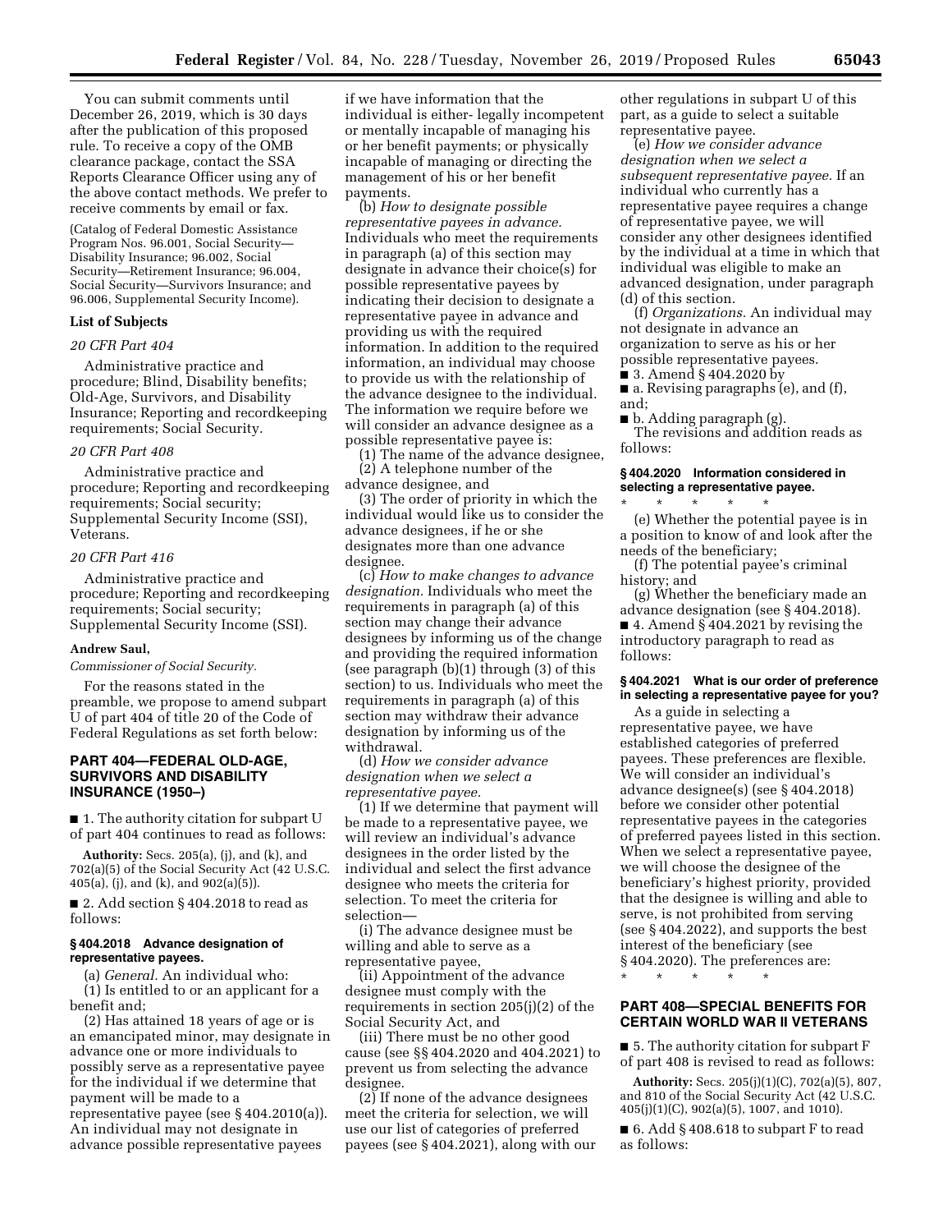You can submit comments until December 26, 2019, which is 30 days after the publication of this proposed rule. To receive a copy of the OMB clearance package, contact the SSA Reports Clearance Officer using any of the above contact methods. We prefer to receive comments by email or fax.

(Catalog of Federal Domestic Assistance Program Nos. 96.001, Social Security—Disability Insurance; 96.002, Social Security—Retirement Insurance; 96.004, Social Security—Survivors Insurance; and 96.006, Supplemental Security Income).

**List of Subjects**

*20 CFR Part 404*

Administrative practice and procedure; Blind, Disability benefits; Old-Age, Survivors, and Disability Insurance; Reporting and recordkeeping requirements; Social Security.

*20 CFR Part 408*

Administrative practice and procedure; Reporting and recordkeeping requirements; Social security; Supplemental Security Income (SSI), Veterans.

*20 CFR Part 416*

Administrative practice and procedure; Reporting and recordkeeping requirements; Social security; Supplemental Security Income (SSI).

**Andrew Saul,**

*Commissioner of Social Security.*

For the reasons stated in the preamble, we propose to amend subpart U of part 404 of title 20 of the Code of Federal Regulations as set forth below:

## PART 404—FEDERAL OLD-AGE, SURVIVORS AND DISABILITY INSURANCE (1950–)

■ 1. The authority citation for subpart U of part 404 continues to read as follows:

**Authority:** Secs. 205(a), (j), and (k), and 702(a)(5) of the Social Security Act (42 U.S.C. 405(a), (j), and (k), and 902(a)(5)).

■ 2. Add section § 404.2018 to read as follows:

### § 404.2018 Advance designation of representative payees.

(a) *General.* An individual who:

(1) Is entitled to or an applicant for a benefit and;

(2) Has attained 18 years of age or is an emancipated minor, may designate in advance one or more individuals to possibly serve as a representative payee for the individual if we determine that payment will be made to a representative payee (see § 404.2010(a)). An individual may not designate in advance possible representative payees if we have information that the individual is either- legally incompetent or mentally incapable of managing his or her benefit payments; or physically incapable of managing or directing the management of his or her benefit payments.

(b) *How to designate possible representative payees in advance.* Individuals who meet the requirements in paragraph (a) of this section may designate in advance their choice(s) for possible representative payees by indicating their decision to designate a representative payee in advance and providing us with the required information. In addition to the required information, an individual may choose to provide us with the relationship of the advance designee to the individual. The information we require before we will consider an advance designee as a possible representative payee is:

(1) The name of the advance designee,

(2) A telephone number of the advance designee, and

(3) The order of priority in which the individual would like us to consider the advance designees, if he or she designates more than one advance designee.

(c) *How to make changes to advance designation.* Individuals who meet the requirements in paragraph (a) of this section may change their advance designees by informing us of the change and providing the required information (see paragraph (b)(1) through (3) of this section) to us. Individuals who meet the requirements in paragraph (a) of this section may withdraw their advance designation by informing us of the withdrawal.

(d) *How we consider advance designation when we select a representative payee.*

(1) If we determine that payment will be made to a representative payee, we will review an individual's advance designees in the order listed by the individual and select the first advance designee who meets the criteria for selection. To meet the criteria for selection—

(i) The advance designee must be willing and able to serve as a representative payee,

(ii) Appointment of the advance designee must comply with the requirements in section 205(j)(2) of the Social Security Act, and

(iii) There must be no other good cause (see §§ 404.2020 and 404.2021) to prevent us from selecting the advance designee.

(2) If none of the advance designees meet the criteria for selection, we will use our list of categories of preferred payees (see § 404.2021), along with our other regulations in subpart U of this part, as a guide to select a suitable representative payee.

(e) *How we consider advance designation when we select a subsequent representative payee.* If an individual who currently has a representative payee requires a change of representative payee, we will consider any other designees identified by the individual at a time in which that individual was eligible to make an advanced designation, under paragraph (d) of this section.

(f) *Organizations.* An individual may not designate in advance an organization to serve as his or her possible representative payees.

■ 3. Amend § 404.2020 by

■ a. Revising paragraphs (e), and (f), and;

■ b. Adding paragraph (g).

The revisions and addition reads as follows:

### § 404.2020 Information considered in selecting a representative payee.

\* \* \* \* \*

(e) Whether the potential payee is in a position to know of and look after the needs of the beneficiary;

(f) The potential payee's criminal history; and

(g) Whether the beneficiary made an advance designation (see § 404.2018).

■ 4. Amend § 404.2021 by revising the introductory paragraph to read as follows:

### § 404.2021 What is our order of preference in selecting a representative payee for you?

As a guide in selecting a representative payee, we have established categories of preferred payees. These preferences are flexible. We will consider an individual's advance designee(s) (see § 404.2018) before we consider other potential representative payees in the categories of preferred payees listed in this section. When we select a representative payee, we will choose the designee of the beneficiary's highest priority, provided that the designee is willing and able to serve, is not prohibited from serving (see § 404.2022), and supports the best interest of the beneficiary (see § 404.2020). The preferences are:

\* \* \* \* \*

## PART 408—SPECIAL BENEFITS FOR CERTAIN WORLD WAR II VETERANS

■ 5. The authority citation for subpart F of part 408 is revised to read as follows:

**Authority:** Secs. 205(j)(1)(C), 702(a)(5), 807, and 810 of the Social Security Act (42 U.S.C. 405(j)(1)(C), 902(a)(5), 1007, and 1010).

■ 6. Add § 408.618 to subpart F to read as follows: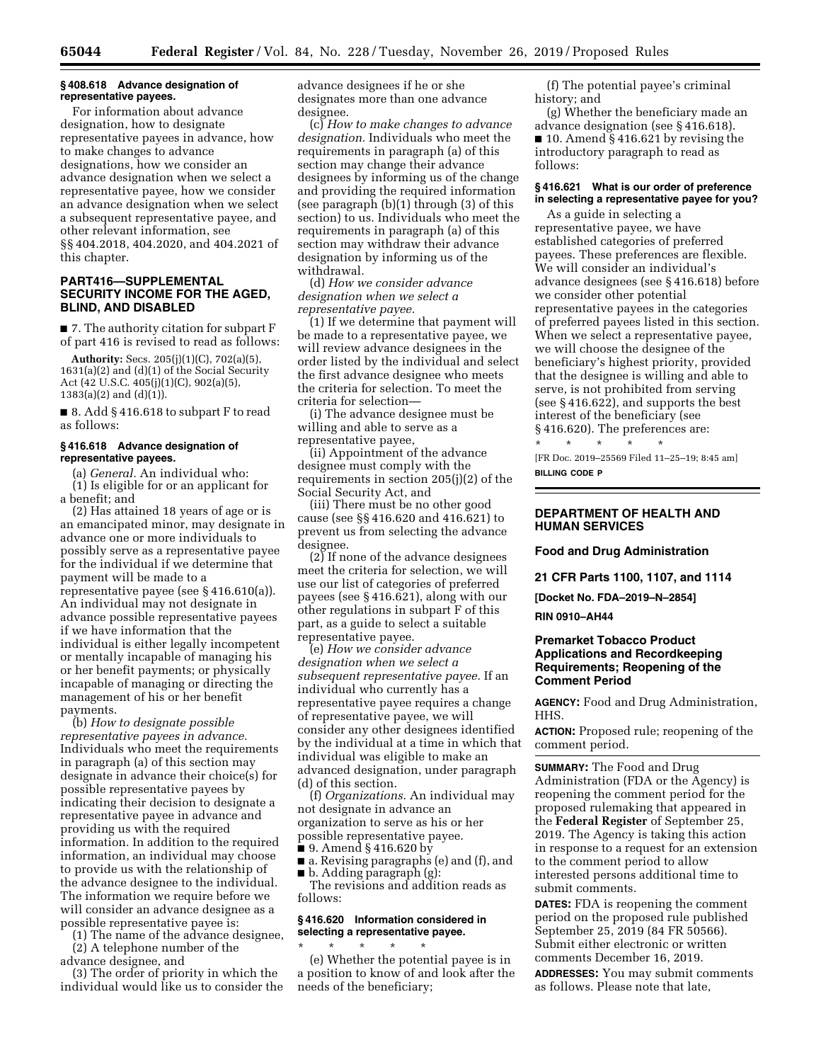#### § 408.618 Advance designation of representative payees.

For information about advance designation, how to designate representative payees in advance, how to make changes to advance designations, how we consider an advance designation when we select a representative payee, how we consider an advance designation when we select a subsequent representative payee, and other relevant information, see §§ 404.2018, 404.2020, and 404.2021 of this chapter.

### PART416—SUPPLEMENTAL SECURITY INCOME FOR THE AGED, BLIND, AND DISABLED

■ 7. The authority citation for subpart F of part 416 is revised to read as follows:

**Authority:** Secs. 205(j)(1)(C), 702(a)(5), 1631(a)(2) and (d)(1) of the Social Security Act (42 U.S.C. 405(j)(1)(C), 902(a)(5), 1383(a)(2) and (d)(1)).

■ 8. Add § 416.618 to subpart F to read as follows:

#### § 416.618 Advance designation of representative payees.

(a) *General.* An individual who:

(1) Is eligible for or an applicant for a benefit; and

(2) Has attained 18 years of age or is an emancipated minor, may designate in advance one or more individuals to possibly serve as a representative payee for the individual if we determine that payment will be made to a representative payee (see § 416.610(a)). An individual may not designate in advance possible representative payees if we have information that the individual is either legally incompetent or mentally incapable of managing his or her benefit payments; or physically incapable of managing or directing the management of his or her benefit payments.

(b) *How to designate possible representative payees in advance.* Individuals who meet the requirements in paragraph (a) of this section may designate in advance their choice(s) for possible representative payees by indicating their decision to designate a representative payee in advance and providing us with the required information. In addition to the required information, an individual may choose to provide us with the relationship of the advance designee to the individual. The information we require before we will consider an advance designee as a possible representative payee is:

(1) The name of the advance designee,

(2) A telephone number of the advance designee, and

(3) The order of priority in which the individual would like us to consider the advance designees if he or she designates more than one advance designee.

(c) *How to make changes to advance designation.* Individuals who meet the requirements in paragraph (a) of this section may change their advance designees by informing us of the change and providing the required information (see paragraph (b)(1) through (3) of this section) to us. Individuals who meet the requirements in paragraph (a) of this section may withdraw their advance designation by informing us of the withdrawal.

(d) *How we consider advance designation when we select a representative payee.*

(1) If we determine that payment will be made to a representative payee, we will review advance designees in the order listed by the individual and select the first advance designee who meets the criteria for selection. To meet the criteria for selection—

(i) The advance designee must be willing and able to serve as a representative payee,

(ii) Appointment of the advance designee must comply with the requirements in section 205(j)(2) of the Social Security Act, and

(iii) There must be no other good cause (see §§ 416.620 and 416.621) to prevent us from selecting the advance designee.

(2) If none of the advance designees meet the criteria for selection, we will use our list of categories of preferred payees (see § 416.621), along with our other regulations in subpart F of this part, as a guide to select a suitable representative payee.

(e) *How we consider advance designation when we select a subsequent representative payee.* If an individual who currently has a representative payee requires a change of representative payee, we will consider any other designees identified by the individual at a time in which that individual was eligible to make an advanced designation, under paragraph (d) of this section.

(f) *Organizations.* An individual may not designate in advance an organization to serve as his or her possible representative payee.

■ 9. Amend § 416.620 by

■ a. Revising paragraphs (e) and (f), and

■ b. Adding paragraph (g):

The revisions and addition reads as follows:

#### § 416.620 Information considered in selecting a representative payee.

\* \* \* \* \*

(e) Whether the potential payee is in a position to know of and look after the needs of the beneficiary;

(f) The potential payee's criminal history; and

(g) Whether the beneficiary made an advance designation (see § 416.618).

■ 10. Amend § 416.621 by revising the introductory paragraph to read as follows:

#### § 416.621 What is our order of preference in selecting a representative payee for you?

As a guide in selecting a representative payee, we have established categories of preferred payees. These preferences are flexible. We will consider an individual's advance designees (see § 416.618) before we consider other potential representative payees in the categories of preferred payees listed in this section. When we select a representative payee, we will choose the designee of the beneficiary's highest priority, provided that the designee is willing and able to serve, is not prohibited from serving (see § 416.622), and supports the best interest of the beneficiary (see § 416.620). The preferences are:

\* \* \* \* \*

[FR Doc. 2019–25569 Filed 11–25–19; 8:45 am]

**BILLING CODE P**

---

## DEPARTMENT OF HEALTH AND HUMAN SERVICES

### Food and Drug Administration

### 21 CFR Parts 1100, 1107, and 1114

**[Docket No. FDA–2019–N–2854]**

**RIN 0910–AH44**

### Premarket Tobacco Product Applications and Recordkeeping Requirements; Reopening of the Comment Period

**AGENCY:** Food and Drug Administration, HHS.

**ACTION:** Proposed rule; reopening of the comment period.

**SUMMARY:** The Food and Drug Administration (FDA or the Agency) is reopening the comment period for the proposed rulemaking that appeared in the **Federal Register** of September 25, 2019. The Agency is taking this action in response to a request for an extension to the comment period to allow interested persons additional time to submit comments.

**DATES:** FDA is reopening the comment period on the proposed rule published September 25, 2019 (84 FR 50566). Submit either electronic or written comments December 16, 2019.

**ADDRESSES:** You may submit comments as follows. Please note that late,